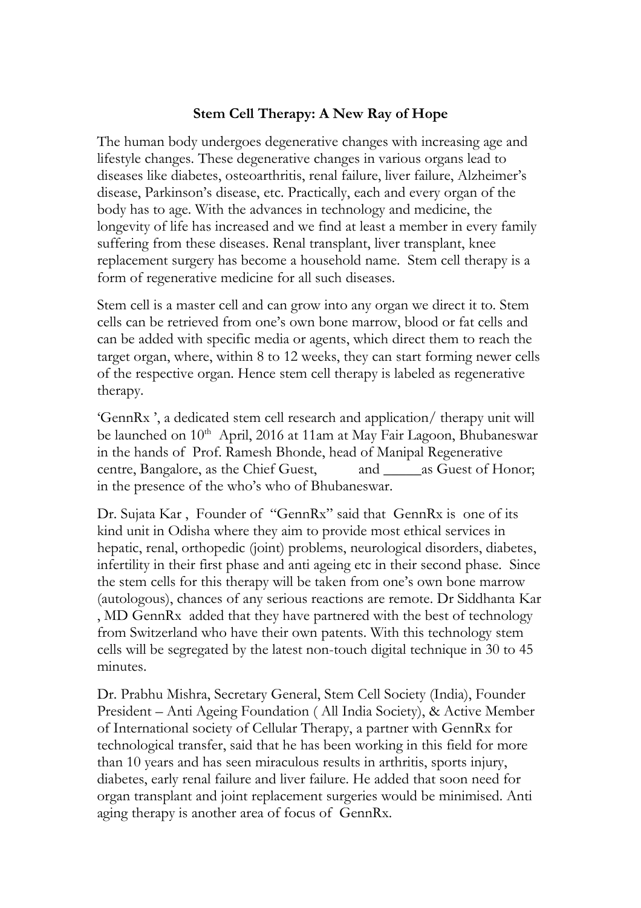**Stem Cell Therapy: A New Ray of Hope**

The human body undergoes degenerative changes with increasing age and lifestyle changes. These degenerative changes in various organs lead to diseases like diabetes, osteoarthritis, renal failure, liver failure, Alzheimer's disease, Parkinson's disease, etc. Practically, each and every organ of the body has to age. With the advances in technology and medicine, the longevity of life has increased and we find at least a member in every family suffering from these diseases. Renal transplant, liver transplant, knee replacement surgery has become a household name. Stem cell therapy is a form of regenerative medicine for all such diseases.

Stem cell is a master cell and can grow into any organ we direct it to. Stem cells can be retrieved from one's own bone marrow, blood or fat cells and can be added with specific media or agents, which direct them to reach the target organ, where, within 8 to 12 weeks, they can start forming newer cells of the respective organ. Hence stem cell therapy is labeled as regenerative therapy.

'GennRx ', a dedicated stem cell research and application/ therapy unit will be launched on 10th April, 2016 at 11am at May Fair Lagoon, Bhubaneswar in the hands of Prof. Ramesh Bhonde, head of Manipal Regenerative centre, Bangalore, as the Chief Guest, and _____as Guest of Honor; in the presence of the who's who of Bhubaneswar.

Dr. Sujata Kar , Founder of "GennRx" said that GennRx is one of its kind unit in Odisha where they aim to provide most ethical services in hepatic, renal, orthopedic (joint) problems, neurological disorders, diabetes, infertility in their first phase and anti ageing etc in their second phase. Since the stem cells for this therapy will be taken from one's own bone marrow (autologous), chances of any serious reactions are remote. Dr Siddhanta Kar , MD GennRx added that they have partnered with the best of technology from Switzerland who have their own patents. With this technology stem cells will be segregated by the latest non-touch digital technique in 30 to 45 minutes.

Dr. Prabhu Mishra, Secretary General, Stem Cell Society (India), Founder President – Anti Ageing Foundation ( All India Society), & Active Member of International society of Cellular Therapy, a partner with GennRx for technological transfer, said that he has been working in this field for more than 10 years and has seen miraculous results in arthritis, sports injury, diabetes, early renal failure and liver failure. He added that soon need for organ transplant and joint replacement surgeries would be minimised. Anti aging therapy is another area of focus of GennRx.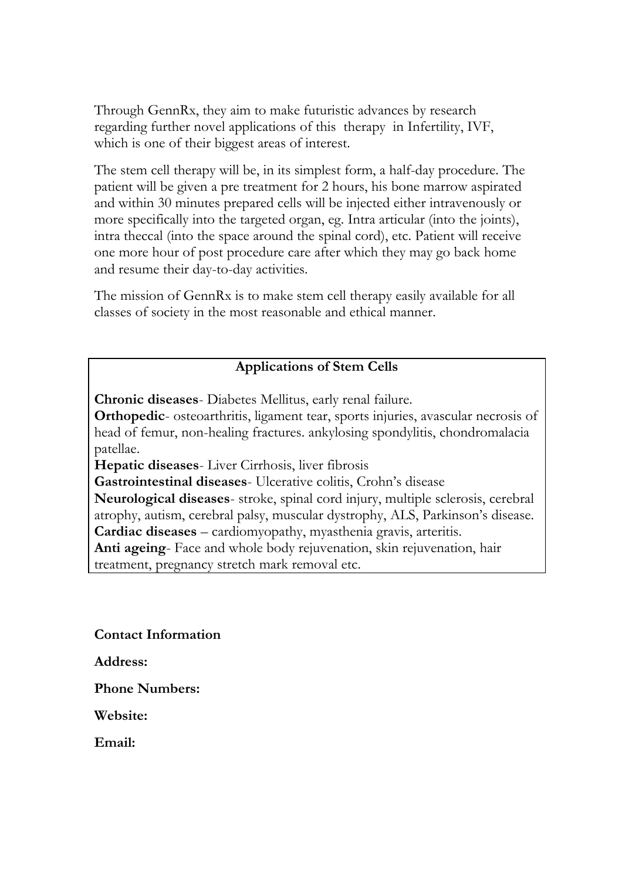Through GennRx, they aim to make futuristic advances by research regarding further novel applications of this therapy in Infertility, IVF, which is one of their biggest areas of interest.

The stem cell therapy will be, in its simplest form, a half-day procedure. The patient will be given a pre treatment for 2 hours, his bone marrow aspirated and within 30 minutes prepared cells will be injected either intravenously or more specifically into the targeted organ, eg. Intra articular (into the joints), intra theccal (into the space around the spinal cord), etc. Patient will receive one more hour of post procedure care after which they may go back home and resume their day-to-day activities.

The mission of GennRx is to make stem cell therapy easily available for all classes of society in the most reasonable and ethical manner.

**Applications of Stem Cells**

**Chronic diseases**- Diabetes Mellitus, early renal failure.
**Orthopedic**- osteoarthritis, ligament tear, sports injuries, avascular necrosis of head of femur, non-healing fractures. ankylosing spondylitis, chondromalacia patellae.
**Hepatic diseases**- Liver Cirrhosis, liver fibrosis
**Gastrointestinal diseases**- Ulcerative colitis, Crohn's disease
**Neurological diseases**- stroke, spinal cord injury, multiple sclerosis, cerebral atrophy, autism, cerebral palsy, muscular dystrophy, ALS, Parkinson's disease.
**Cardiac diseases** – cardiomyopathy, myasthenia gravis, arteritis.
**Anti ageing**- Face and whole body rejuvenation, skin rejuvenation, hair treatment, pregnancy stretch mark removal etc.

**Contact Information**

**Address:**

**Phone Numbers:**

**Website:**

**Email:**